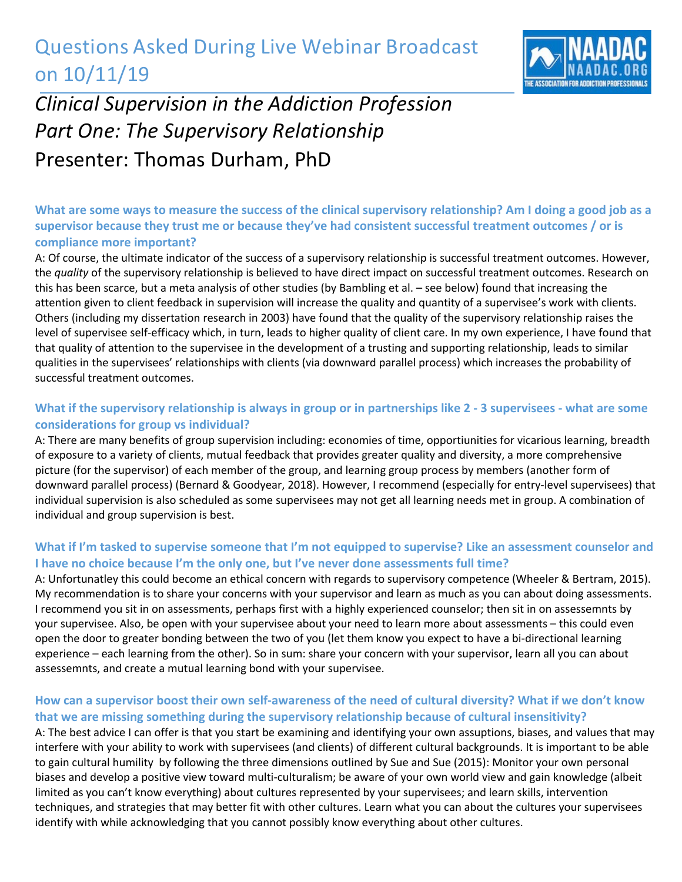# Questions Asked During Live Webinar Broadcast on 10/11/19

## *Clinical Supervision in the Addiction Profession Part One: The Supervisory Relationship*

## Presenter: Thomas Durham, PhD

### What are some ways to measure the success of the clinical supervisory relationship? Am I doing a good job as a supervisor because they trust me or because they've had consistent successful treatment outcomes / or is compliance more important?

A: Of course, the ultimate indicator of the success of a supervisory relationship is successful treatment outcomes. However, the *quality* of the supervisory relationship is believed to have direct impact on successful treatment outcomes. Research on this has been scarce, but a meta analysis of other studies (by Bambling et al. – see below) found that increasing the attention given to client feedback in supervision will increase the quality and quantity of a supervisee's work with clients. Others (including my dissertation research in 2003) have found that the quality of the supervisory relationship raises the level of supervisee self-efficacy which, in turn, leads to higher quality of client care. In my own experience, I have found that that quality of attention to the supervisee in the development of a trusting and supporting relationship, leads to similar qualities in the supervisees' relationships with clients (via downward parallel process) which increases the probability of successful treatment outcomes.

### What if the supervisory relationship is always in group or in partnerships like 2 - 3 supervisees - what are some considerations for group vs individual?

A: There are many benefits of group supervision including: economies of time, opportiunities for vicarious learning, breadth of exposure to a variety of clients, mutual feedback that provides greater quality and diversity, a more comprehensive picture (for the supervisor) of each member of the group, and learning group process by members (another form of downward parallel process) (Bernard & Goodyear, 2018). However, I recommend (especially for entry-level supervisees) that individual supervision is also scheduled as some supervisees may not get all learning needs met in group. A combination of individual and group supervision is best.

### What if I'm tasked to supervise someone that I'm not equipped to supervise? Like an assessment counselor and I have no choice because I'm the only one, but I've never done assessments full time?

A: Unfortunatley this could become an ethical concern with regards to supervisory competence (Wheeler & Bertram, 2015). My recommendation is to share your concerns with your supervisor and learn as much as you can about doing assessments. I recommend you sit in on assessments, perhaps first with a highly experienced counselor; then sit in on assessemnts by your supervisee. Also, be open with your supervisee about your need to learn more about assessments – this could even open the door to greater bonding between the two of you (let them know you expect to have a bi-directional learning experience – each learning from the other). So in sum: share your concern with your supervisor, learn all you can about assessemnts, and create a mutual learning bond with your supervisee.

### How can a supervisor boost their own self-awareness of the need of cultural diversity? What if we don't know that we are missing something during the supervisory relationship because of cultural insensitivity?

A: The best advice I can offer is that you start be examining and identifying your own assuptions, biases, and values that may interfere with your ability to work with supervisees (and clients) of different cultural backgrounds. It is important to be able to gain cultural humility by following the three dimensions outlined by Sue and Sue (2015): Monitor your own personal biases and develop a positive view toward multi-culturalism; be aware of your own world view and gain knowledge (albeit limited as you can't know everything) about cultures represented by your supervisees; and learn skills, intervention techniques, and strategies that may better fit with other cultures. Learn what you can about the cultures your supervisees identify with while acknowledging that you cannot possibly know everything about other cultures.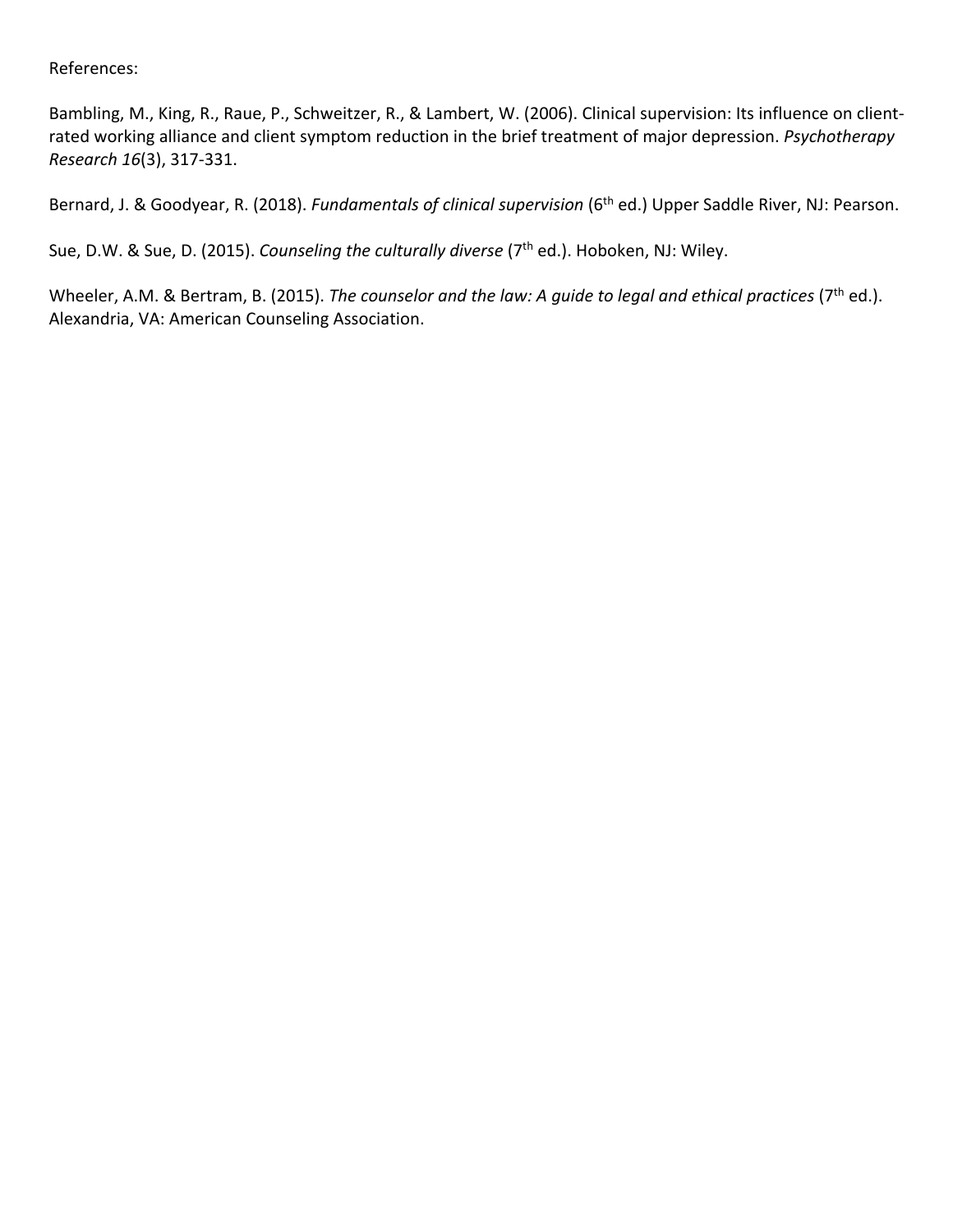References:

Bambling, M., King, R., Raue, P., Schweitzer, R., & Lambert, W. (2006). Clinical supervision: Its influence on client-rated working alliance and client symptom reduction in the brief treatment of major depression. *Psychotherapy Research 16*(3), 317-331.

Bernard, J. & Goodyear, R. (2018). *Fundamentals of clinical supervision* (6th ed.) Upper Saddle River, NJ: Pearson.

Sue, D.W. & Sue, D. (2015). *Counseling the culturally diverse* (7th ed.). Hoboken, NJ: Wiley.

Wheeler, A.M. & Bertram, B. (2015). *The counselor and the law: A guide to legal and ethical practices* (7th ed.). Alexandria, VA: American Counseling Association.